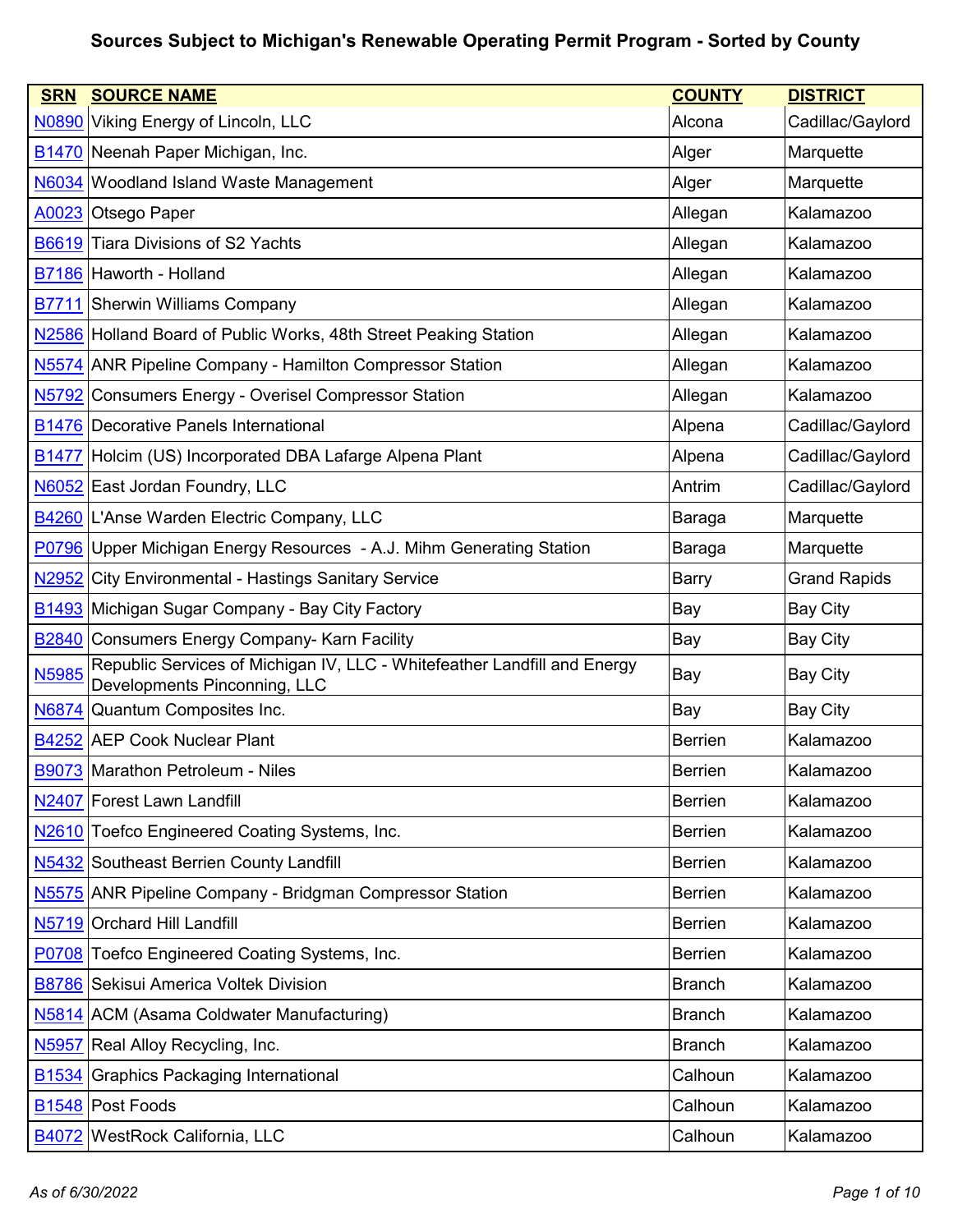# Sources Subject to Michigan's Renewable Operating Permit Program - Sorted by County

| SRN | SOURCE NAME | COUNTY | DISTRICT |
|---|---|---|---|
| N0890 | Viking Energy of Lincoln, LLC | Alcona | Cadillac/Gaylord |
| B1470 | Neenah Paper Michigan, Inc. | Alger | Marquette |
| N6034 | Woodland Island Waste Management | Alger | Marquette |
| A0023 | Otsego Paper | Allegan | Kalamazoo |
| B6619 | Tiara Divisions of S2 Yachts | Allegan | Kalamazoo |
| B7186 | Haworth - Holland | Allegan | Kalamazoo |
| B7711 | Sherwin Williams Company | Allegan | Kalamazoo |
| N2586 | Holland Board of Public Works, 48th Street Peaking Station | Allegan | Kalamazoo |
| N5574 | ANR Pipeline Company - Hamilton Compressor Station | Allegan | Kalamazoo |
| N5792 | Consumers Energy - Overisel Compressor Station | Allegan | Kalamazoo |
| B1476 | Decorative Panels International | Alpena | Cadillac/Gaylord |
| B1477 | Holcim (US) Incorporated DBA Lafarge Alpena Plant | Alpena | Cadillac/Gaylord |
| N6052 | East Jordan Foundry, LLC | Antrim | Cadillac/Gaylord |
| B4260 | L'Anse Warden Electric Company, LLC | Baraga | Marquette |
| P0796 | Upper Michigan Energy Resources - A.J. Mihm Generating Station | Baraga | Marquette |
| N2952 | City Environmental - Hastings Sanitary Service | Barry | Grand Rapids |
| B1493 | Michigan Sugar Company - Bay City Factory | Bay | Bay City |
| B2840 | Consumers Energy Company- Karn Facility | Bay | Bay City |
| N5985 | Republic Services of Michigan IV, LLC - Whitefeather Landfill and Energy Developments Pinconning, LLC | Bay | Bay City |
| N6874 | Quantum Composites Inc. | Bay | Bay City |
| B4252 | AEP Cook Nuclear Plant | Berrien | Kalamazoo |
| B9073 | Marathon Petroleum - Niles | Berrien | Kalamazoo |
| N2407 | Forest Lawn Landfill | Berrien | Kalamazoo |
| N2610 | Toefco Engineered Coating Systems, Inc. | Berrien | Kalamazoo |
| N5432 | Southeast Berrien County Landfill | Berrien | Kalamazoo |
| N5575 | ANR Pipeline Company - Bridgman Compressor Station | Berrien | Kalamazoo |
| N5719 | Orchard Hill Landfill | Berrien | Kalamazoo |
| P0708 | Toefco Engineered Coating Systems, Inc. | Berrien | Kalamazoo |
| B8786 | Sekisui America Voltek Division | Branch | Kalamazoo |
| N5814 | ACM (Asama Coldwater Manufacturing) | Branch | Kalamazoo |
| N5957 | Real Alloy Recycling, Inc. | Branch | Kalamazoo |
| B1534 | Graphics Packaging International | Calhoun | Kalamazoo |
| B1548 | Post Foods | Calhoun | Kalamazoo |
| B4072 | WestRock California, LLC | Calhoun | Kalamazoo |

*As of 6/30/2022*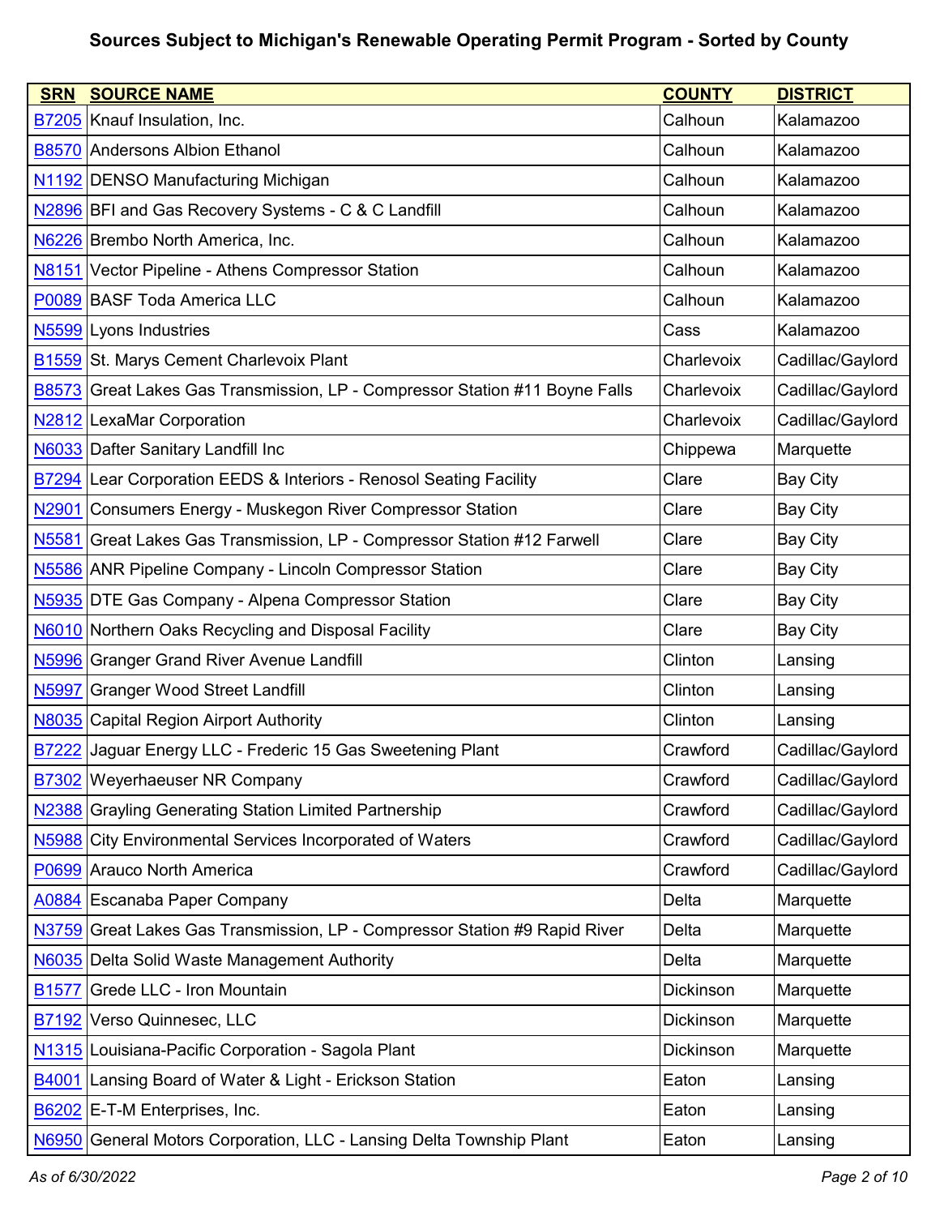# Sources Subject to Michigan's Renewable Operating Permit Program - Sorted by County

| SRN | SOURCE NAME | COUNTY | DISTRICT |
|---|---|---|---|
| B7205 | Knauf Insulation, Inc. | Calhoun | Kalamazoo |
| B8570 | Andersons Albion Ethanol | Calhoun | Kalamazoo |
| N1192 | DENSO Manufacturing Michigan | Calhoun | Kalamazoo |
| N2896 | BFI and Gas Recovery Systems - C & C Landfill | Calhoun | Kalamazoo |
| N6226 | Brembo North America, Inc. | Calhoun | Kalamazoo |
| N8151 | Vector Pipeline - Athens Compressor Station | Calhoun | Kalamazoo |
| P0089 | BASF Toda America LLC | Calhoun | Kalamazoo |
| N5599 | Lyons Industries | Cass | Kalamazoo |
| B1559 | St. Marys Cement Charlevoix Plant | Charlevoix | Cadillac/Gaylord |
| B8573 | Great Lakes Gas Transmission, LP - Compressor Station #11 Boyne Falls | Charlevoix | Cadillac/Gaylord |
| N2812 | LexaMar Corporation | Charlevoix | Cadillac/Gaylord |
| N6033 | Dafter Sanitary Landfill Inc | Chippewa | Marquette |
| B7294 | Lear Corporation EEDS & Interiors - Renosol Seating Facility | Clare | Bay City |
| N2901 | Consumers Energy - Muskegon River Compressor Station | Clare | Bay City |
| N5581 | Great Lakes Gas Transmission, LP - Compressor Station #12 Farwell | Clare | Bay City |
| N5586 | ANR Pipeline Company - Lincoln Compressor Station | Clare | Bay City |
| N5935 | DTE Gas Company - Alpena Compressor Station | Clare | Bay City |
| N6010 | Northern Oaks Recycling and Disposal Facility | Clare | Bay City |
| N5996 | Granger Grand River Avenue Landfill | Clinton | Lansing |
| N5997 | Granger Wood Street Landfill | Clinton | Lansing |
| N8035 | Capital Region Airport Authority | Clinton | Lansing |
| B7222 | Jaguar Energy LLC - Frederic 15 Gas Sweetening Plant | Crawford | Cadillac/Gaylord |
| B7302 | Weyerhaeuser NR Company | Crawford | Cadillac/Gaylord |
| N2388 | Grayling Generating Station Limited Partnership | Crawford | Cadillac/Gaylord |
| N5988 | City Environmental Services Incorporated of Waters | Crawford | Cadillac/Gaylord |
| P0699 | Arauco North America | Crawford | Cadillac/Gaylord |
| A0884 | Escanaba Paper Company | Delta | Marquette |
| N3759 | Great Lakes Gas Transmission, LP - Compressor Station #9 Rapid River | Delta | Marquette |
| N6035 | Delta Solid Waste Management Authority | Delta | Marquette |
| B1577 | Grede LLC - Iron Mountain | Dickinson | Marquette |
| B7192 | Verso Quinnesec, LLC | Dickinson | Marquette |
| N1315 | Louisiana-Pacific Corporation - Sagola Plant | Dickinson | Marquette |
| B4001 | Lansing Board of Water & Light - Erickson Station | Eaton | Lansing |
| B6202 | E-T-M Enterprises, Inc. | Eaton | Lansing |
| N6950 | General Motors Corporation, LLC - Lansing Delta Township Plant | Eaton | Lansing |

*As of 6/30/2022*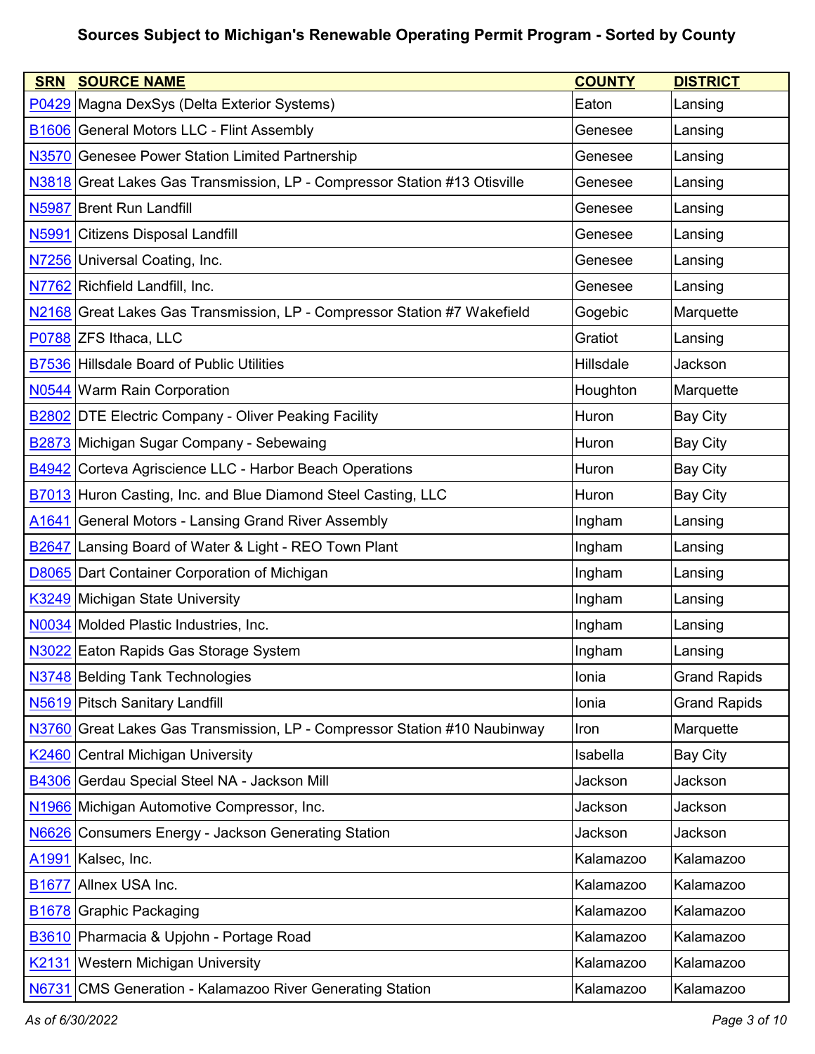# Sources Subject to Michigan's Renewable Operating Permit Program - Sorted by County

| SRN | SOURCE NAME | COUNTY | DISTRICT |
|---|---|---|---|
| P0429 | Magna DexSys (Delta Exterior Systems) | Eaton | Lansing |
| B1606 | General Motors LLC - Flint Assembly | Genesee | Lansing |
| N3570 | Genesee Power Station Limited Partnership | Genesee | Lansing |
| N3818 | Great Lakes Gas Transmission, LP - Compressor Station #13 Otisville | Genesee | Lansing |
| N5987 | Brent Run Landfill | Genesee | Lansing |
| N5991 | Citizens Disposal Landfill | Genesee | Lansing |
| N7256 | Universal Coating, Inc. | Genesee | Lansing |
| N7762 | Richfield Landfill, Inc. | Genesee | Lansing |
| N2168 | Great Lakes Gas Transmission, LP - Compressor Station #7 Wakefield | Gogebic | Marquette |
| P0788 | ZFS Ithaca, LLC | Gratiot | Lansing |
| B7536 | Hillsdale Board of Public Utilities | Hillsdale | Jackson |
| N0544 | Warm Rain Corporation | Houghton | Marquette |
| B2802 | DTE Electric Company - Oliver Peaking Facility | Huron | Bay City |
| B2873 | Michigan Sugar Company - Sebewaing | Huron | Bay City |
| B4942 | Corteva Agriscience LLC - Harbor Beach Operations | Huron | Bay City |
| B7013 | Huron Casting, Inc. and Blue Diamond Steel Casting, LLC | Huron | Bay City |
| A1641 | General Motors - Lansing Grand River Assembly | Ingham | Lansing |
| B2647 | Lansing Board of Water & Light - REO Town Plant | Ingham | Lansing |
| D8065 | Dart Container Corporation of Michigan | Ingham | Lansing |
| K3249 | Michigan State University | Ingham | Lansing |
| N0034 | Molded Plastic Industries, Inc. | Ingham | Lansing |
| N3022 | Eaton Rapids Gas Storage System | Ingham | Lansing |
| N3748 | Belding Tank Technologies | Ionia | Grand Rapids |
| N5619 | Pitsch Sanitary Landfill | Ionia | Grand Rapids |
| N3760 | Great Lakes Gas Transmission, LP - Compressor Station #10 Naubinway | Iron | Marquette |
| K2460 | Central Michigan University | Isabella | Bay City |
| B4306 | Gerdau Special Steel NA - Jackson Mill | Jackson | Jackson |
| N1966 | Michigan Automotive Compressor, Inc. | Jackson | Jackson |
| N6626 | Consumers Energy - Jackson Generating Station | Jackson | Jackson |
| A1991 | Kalsec, Inc. | Kalamazoo | Kalamazoo |
| B1677 | Allnex USA Inc. | Kalamazoo | Kalamazoo |
| B1678 | Graphic Packaging | Kalamazoo | Kalamazoo |
| B3610 | Pharmacia & Upjohn - Portage Road | Kalamazoo | Kalamazoo |
| K2131 | Western Michigan University | Kalamazoo | Kalamazoo |
| N6731 | CMS Generation - Kalamazoo River Generating Station | Kalamazoo | Kalamazoo |

*As of 6/30/2022*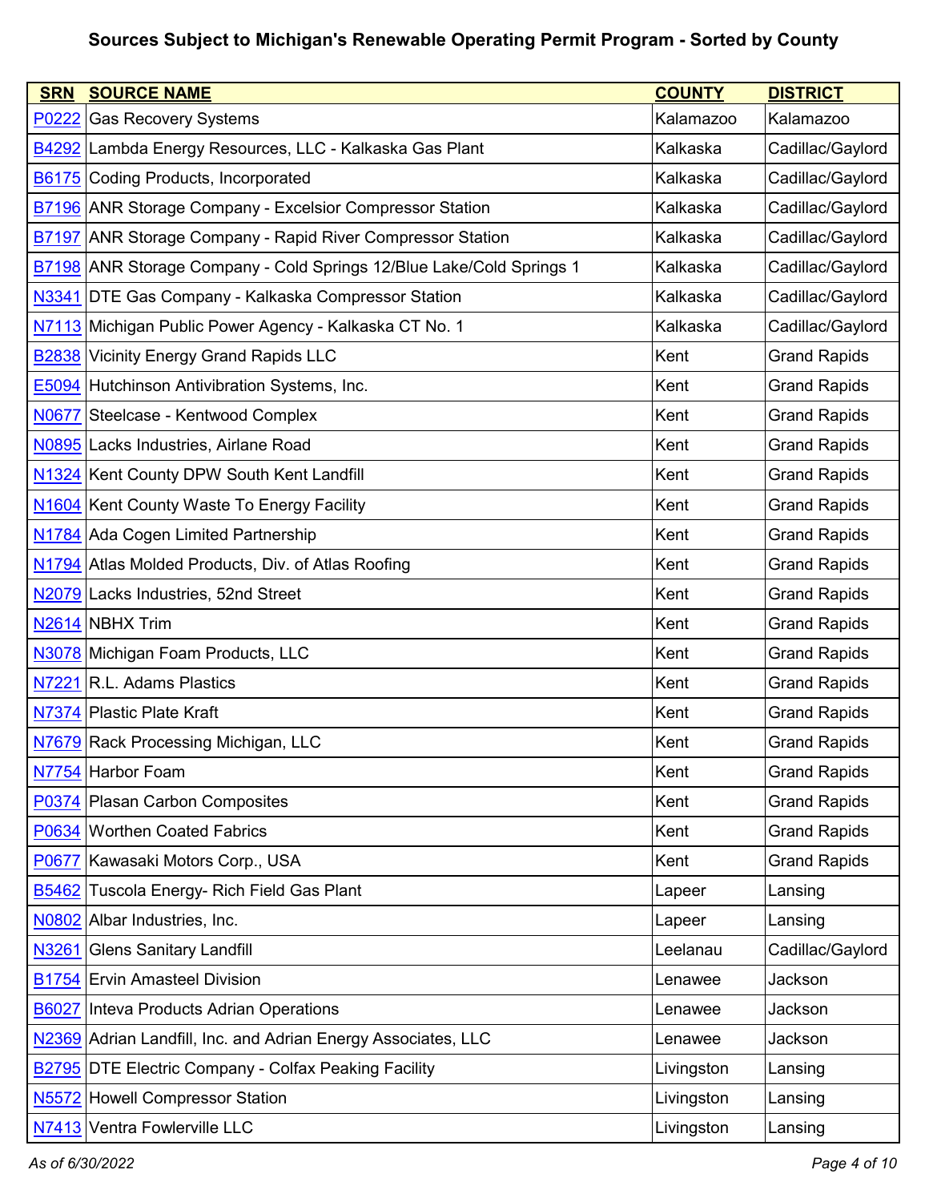# Sources Subject to Michigan's Renewable Operating Permit Program - Sorted by County

| SRN | SOURCE NAME | COUNTY | DISTRICT |
|---|---|---|---|
| P0222 | Gas Recovery Systems | Kalamazoo | Kalamazoo |
| B4292 | Lambda Energy Resources, LLC - Kalkaska Gas Plant | Kalkaska | Cadillac/Gaylord |
| B6175 | Coding Products, Incorporated | Kalkaska | Cadillac/Gaylord |
| B7196 | ANR Storage Company - Excelsior Compressor Station | Kalkaska | Cadillac/Gaylord |
| B7197 | ANR Storage Company - Rapid River Compressor Station | Kalkaska | Cadillac/Gaylord |
| B7198 | ANR Storage Company - Cold Springs 12/Blue Lake/Cold Springs 1 | Kalkaska | Cadillac/Gaylord |
| N3341 | DTE Gas Company - Kalkaska Compressor Station | Kalkaska | Cadillac/Gaylord |
| N7113 | Michigan Public Power Agency - Kalkaska CT No. 1 | Kalkaska | Cadillac/Gaylord |
| B2838 | Vicinity Energy Grand Rapids LLC | Kent | Grand Rapids |
| E5094 | Hutchinson Antivibration Systems, Inc. | Kent | Grand Rapids |
| N0677 | Steelcase - Kentwood Complex | Kent | Grand Rapids |
| N0895 | Lacks Industries, Airlane Road | Kent | Grand Rapids |
| N1324 | Kent County DPW South Kent Landfill | Kent | Grand Rapids |
| N1604 | Kent County Waste To Energy Facility | Kent | Grand Rapids |
| N1784 | Ada Cogen Limited Partnership | Kent | Grand Rapids |
| N1794 | Atlas Molded Products, Div. of Atlas Roofing | Kent | Grand Rapids |
| N2079 | Lacks Industries, 52nd Street | Kent | Grand Rapids |
| N2614 | NBHX Trim | Kent | Grand Rapids |
| N3078 | Michigan Foam Products, LLC | Kent | Grand Rapids |
| N7221 | R.L. Adams Plastics | Kent | Grand Rapids |
| N7374 | Plastic Plate Kraft | Kent | Grand Rapids |
| N7679 | Rack Processing Michigan, LLC | Kent | Grand Rapids |
| N7754 | Harbor Foam | Kent | Grand Rapids |
| P0374 | Plasan Carbon Composites | Kent | Grand Rapids |
| P0634 | Worthen Coated Fabrics | Kent | Grand Rapids |
| P0677 | Kawasaki Motors Corp., USA | Kent | Grand Rapids |
| B5462 | Tuscola Energy- Rich Field Gas Plant | Lapeer | Lansing |
| N0802 | Albar Industries, Inc. | Lapeer | Lansing |
| N3261 | Glens Sanitary Landfill | Leelanau | Cadillac/Gaylord |
| B1754 | Ervin Amasteel Division | Lenawee | Jackson |
| B6027 | Inteva Products Adrian Operations | Lenawee | Jackson |
| N2369 | Adrian Landfill, Inc. and Adrian Energy Associates, LLC | Lenawee | Jackson |
| B2795 | DTE Electric Company - Colfax Peaking Facility | Livingston | Lansing |
| N5572 | Howell Compressor Station | Livingston | Lansing |
| N7413 | Ventra Fowlerville LLC | Livingston | Lansing |

*As of 6/30/2022*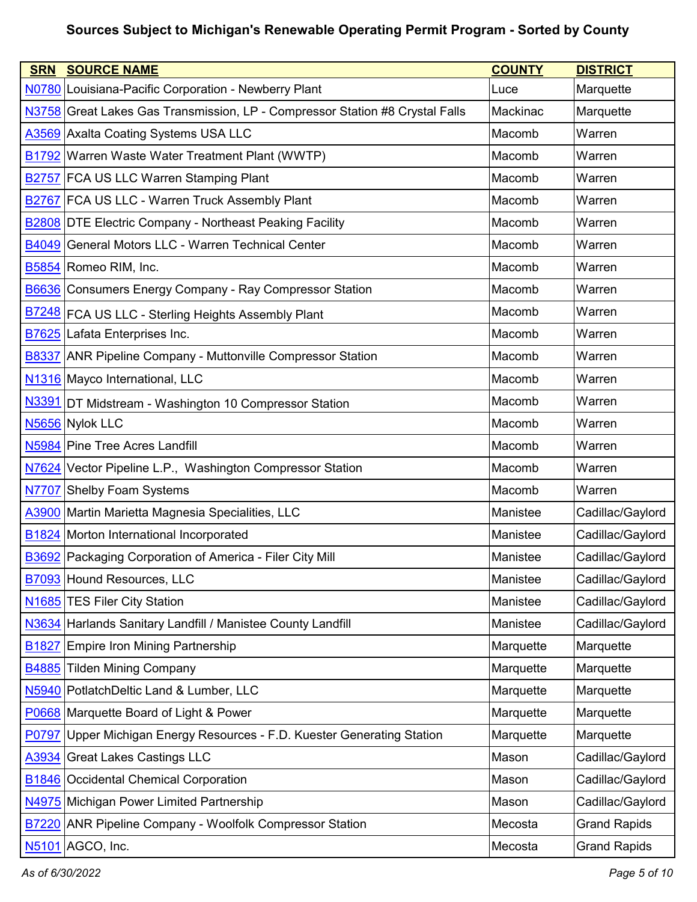# Sources Subject to Michigan's Renewable Operating Permit Program - Sorted by County

| SRN | SOURCE NAME | COUNTY | DISTRICT |
|---|---|---|---|
| N0780 | Louisiana-Pacific Corporation - Newberry Plant | Luce | Marquette |
| N3758 | Great Lakes Gas Transmission, LP - Compressor Station #8 Crystal Falls | Mackinac | Marquette |
| A3569 | Axalta Coating Systems USA LLC | Macomb | Warren |
| B1792 | Warren Waste Water Treatment Plant (WWTP) | Macomb | Warren |
| B2757 | FCA US LLC Warren Stamping Plant | Macomb | Warren |
| B2767 | FCA US LLC - Warren Truck Assembly Plant | Macomb | Warren |
| B2808 | DTE Electric Company - Northeast Peaking Facility | Macomb | Warren |
| B4049 | General Motors LLC - Warren Technical Center | Macomb | Warren |
| B5854 | Romeo RIM, Inc. | Macomb | Warren |
| B6636 | Consumers Energy Company - Ray Compressor Station | Macomb | Warren |
| B7248 | FCA US LLC - Sterling Heights Assembly Plant | Macomb | Warren |
| B7625 | Lafata Enterprises Inc. | Macomb | Warren |
| B8337 | ANR Pipeline Company - Muttonville Compressor Station | Macomb | Warren |
| N1316 | Mayco International, LLC | Macomb | Warren |
| N3391 | DT Midstream - Washington 10 Compressor Station | Macomb | Warren |
| N5656 | Nylok LLC | Macomb | Warren |
| N5984 | Pine Tree Acres Landfill | Macomb | Warren |
| N7624 | Vector Pipeline L.P., Washington Compressor Station | Macomb | Warren |
| N7707 | Shelby Foam Systems | Macomb | Warren |
| A3900 | Martin Marietta Magnesia Specialities, LLC | Manistee | Cadillac/Gaylord |
| B1824 | Morton International Incorporated | Manistee | Cadillac/Gaylord |
| B3692 | Packaging Corporation of America - Filer City Mill | Manistee | Cadillac/Gaylord |
| B7093 | Hound Resources, LLC | Manistee | Cadillac/Gaylord |
| N1685 | TES Filer City Station | Manistee | Cadillac/Gaylord |
| N3634 | Harlands Sanitary Landfill / Manistee County Landfill | Manistee | Cadillac/Gaylord |
| B1827 | Empire Iron Mining Partnership | Marquette | Marquette |
| B4885 | Tilden Mining Company | Marquette | Marquette |
| N5940 | PotlatchDeltic Land & Lumber, LLC | Marquette | Marquette |
| P0668 | Marquette Board of Light & Power | Marquette | Marquette |
| P0797 | Upper Michigan Energy Resources - F.D. Kuester Generating Station | Marquette | Marquette |
| A3934 | Great Lakes Castings LLC | Mason | Cadillac/Gaylord |
| B1846 | Occidental Chemical Corporation | Mason | Cadillac/Gaylord |
| N4975 | Michigan Power Limited Partnership | Mason | Cadillac/Gaylord |
| B7220 | ANR Pipeline Company - Woolfolk Compressor Station | Mecosta | Grand Rapids |
| N5101 | AGCO, Inc. | Mecosta | Grand Rapids |

*As of 6/30/2022*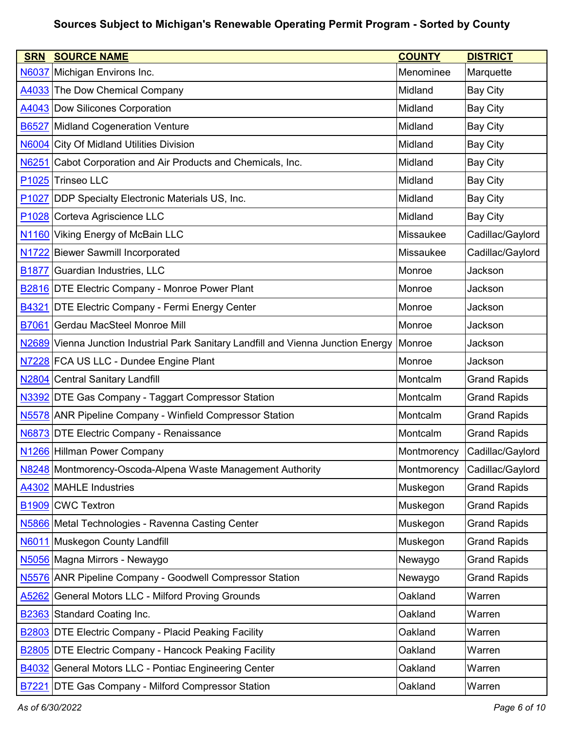# Sources Subject to Michigan's Renewable Operating Permit Program - Sorted by County

| SRN | SOURCE NAME | COUNTY | DISTRICT |
|---|---|---|---|
| N6037 | Michigan Environs Inc. | Menominee | Marquette |
| A4033 | The Dow Chemical Company | Midland | Bay City |
| A4043 | Dow Silicones Corporation | Midland | Bay City |
| B6527 | Midland Cogeneration Venture | Midland | Bay City |
| N6004 | City Of Midland Utilities Division | Midland | Bay City |
| N6251 | Cabot Corporation and Air Products and Chemicals, Inc. | Midland | Bay City |
| P1025 | Trinseo LLC | Midland | Bay City |
| P1027 | DDP Specialty Electronic Materials US, Inc. | Midland | Bay City |
| P1028 | Corteva Agriscience LLC | Midland | Bay City |
| N1160 | Viking Energy of McBain LLC | Missaukee | Cadillac/Gaylord |
| N1722 | Biewer Sawmill Incorporated | Missaukee | Cadillac/Gaylord |
| B1877 | Guardian Industries, LLC | Monroe | Jackson |
| B2816 | DTE Electric Company - Monroe Power Plant | Monroe | Jackson |
| B4321 | DTE Electric Company - Fermi Energy Center | Monroe | Jackson |
| B7061 | Gerdau MacSteel Monroe Mill | Monroe | Jackson |
| N2689 | Vienna Junction Industrial Park Sanitary Landfill and Vienna Junction Energy | Monroe | Jackson |
| N7228 | FCA US LLC - Dundee Engine Plant | Monroe | Jackson |
| N2804 | Central Sanitary Landfill | Montcalm | Grand Rapids |
| N3392 | DTE Gas Company - Taggart Compressor Station | Montcalm | Grand Rapids |
| N5578 | ANR Pipeline Company - Winfield Compressor Station | Montcalm | Grand Rapids |
| N6873 | DTE Electric Company - Renaissance | Montcalm | Grand Rapids |
| N1266 | Hillman Power Company | Montmorency | Cadillac/Gaylord |
| N8248 | Montmorency-Oscoda-Alpena Waste Management Authority | Montmorency | Cadillac/Gaylord |
| A4302 | MAHLE Industries | Muskegon | Grand Rapids |
| B1909 | CWC Textron | Muskegon | Grand Rapids |
| N5866 | Metal Technologies - Ravenna Casting Center | Muskegon | Grand Rapids |
| N6011 | Muskegon County Landfill | Muskegon | Grand Rapids |
| N5056 | Magna Mirrors - Newaygo | Newaygo | Grand Rapids |
| N5576 | ANR Pipeline Company - Goodwell Compressor Station | Newaygo | Grand Rapids |
| A5262 | General Motors LLC - Milford Proving Grounds | Oakland | Warren |
| B2363 | Standard Coating Inc. | Oakland | Warren |
| B2803 | DTE Electric Company - Placid Peaking Facility | Oakland | Warren |
| B2805 | DTE Electric Company - Hancock Peaking Facility | Oakland | Warren |
| B4032 | General Motors LLC - Pontiac Engineering Center | Oakland | Warren |
| B7221 | DTE Gas Company - Milford Compressor Station | Oakland | Warren |

*As of 6/30/2022*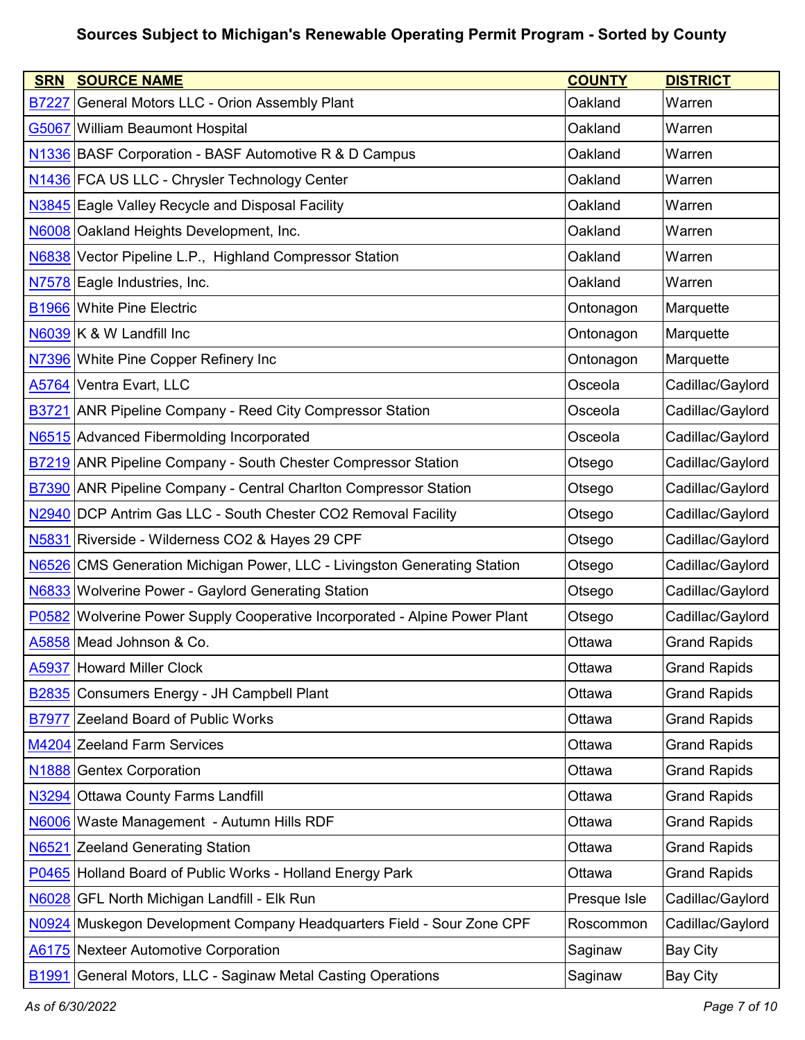# Sources Subject to Michigan's Renewable Operating Permit Program - Sorted by County

| SRN | SOURCE NAME | COUNTY | DISTRICT |
|---|---|---|---|
| B7227 | General Motors LLC - Orion Assembly Plant | Oakland | Warren |
| G5067 | William Beaumont Hospital | Oakland | Warren |
| N1336 | BASF Corporation - BASF Automotive R & D Campus | Oakland | Warren |
| N1436 | FCA US LLC - Chrysler Technology Center | Oakland | Warren |
| N3845 | Eagle Valley Recycle and Disposal Facility | Oakland | Warren |
| N6008 | Oakland Heights Development, Inc. | Oakland | Warren |
| N6838 | Vector Pipeline L.P., Highland Compressor Station | Oakland | Warren |
| N7578 | Eagle Industries, Inc. | Oakland | Warren |
| B1966 | White Pine Electric | Ontonagon | Marquette |
| N6039 | K & W Landfill Inc | Ontonagon | Marquette |
| N7396 | White Pine Copper Refinery Inc | Ontonagon | Marquette |
| A5764 | Ventra Evart, LLC | Osceola | Cadillac/Gaylord |
| B3721 | ANR Pipeline Company - Reed City Compressor Station | Osceola | Cadillac/Gaylord |
| N6515 | Advanced Fibermolding Incorporated | Osceola | Cadillac/Gaylord |
| B7219 | ANR Pipeline Company - South Chester Compressor Station | Otsego | Cadillac/Gaylord |
| B7390 | ANR Pipeline Company - Central Charlton Compressor Station | Otsego | Cadillac/Gaylord |
| N2940 | DCP Antrim Gas LLC - South Chester CO2 Removal Facility | Otsego | Cadillac/Gaylord |
| N5831 | Riverside - Wilderness CO2 & Hayes 29 CPF | Otsego | Cadillac/Gaylord |
| N6526 | CMS Generation Michigan Power, LLC - Livingston Generating Station | Otsego | Cadillac/Gaylord |
| N6833 | Wolverine Power - Gaylord Generating Station | Otsego | Cadillac/Gaylord |
| P0582 | Wolverine Power Supply Cooperative Incorporated - Alpine Power Plant | Otsego | Cadillac/Gaylord |
| A5858 | Mead Johnson & Co. | Ottawa | Grand Rapids |
| A5937 | Howard Miller Clock | Ottawa | Grand Rapids |
| B2835 | Consumers Energy - JH Campbell Plant | Ottawa | Grand Rapids |
| B7977 | Zeeland Board of Public Works | Ottawa | Grand Rapids |
| M4204 | Zeeland Farm Services | Ottawa | Grand Rapids |
| N1888 | Gentex Corporation | Ottawa | Grand Rapids |
| N3294 | Ottawa County Farms Landfill | Ottawa | Grand Rapids |
| N6006 | Waste Management - Autumn Hills RDF | Ottawa | Grand Rapids |
| N6521 | Zeeland Generating Station | Ottawa | Grand Rapids |
| P0465 | Holland Board of Public Works - Holland Energy Park | Ottawa | Grand Rapids |
| N6028 | GFL North Michigan Landfill - Elk Run | Presque Isle | Cadillac/Gaylord |
| N0924 | Muskegon Development Company Headquarters Field - Sour Zone CPF | Roscommon | Cadillac/Gaylord |
| A6175 | Nexteer Automotive Corporation | Saginaw | Bay City |
| B1991 | General Motors, LLC - Saginaw Metal Casting Operations | Saginaw | Bay City |

*As of 6/30/2022*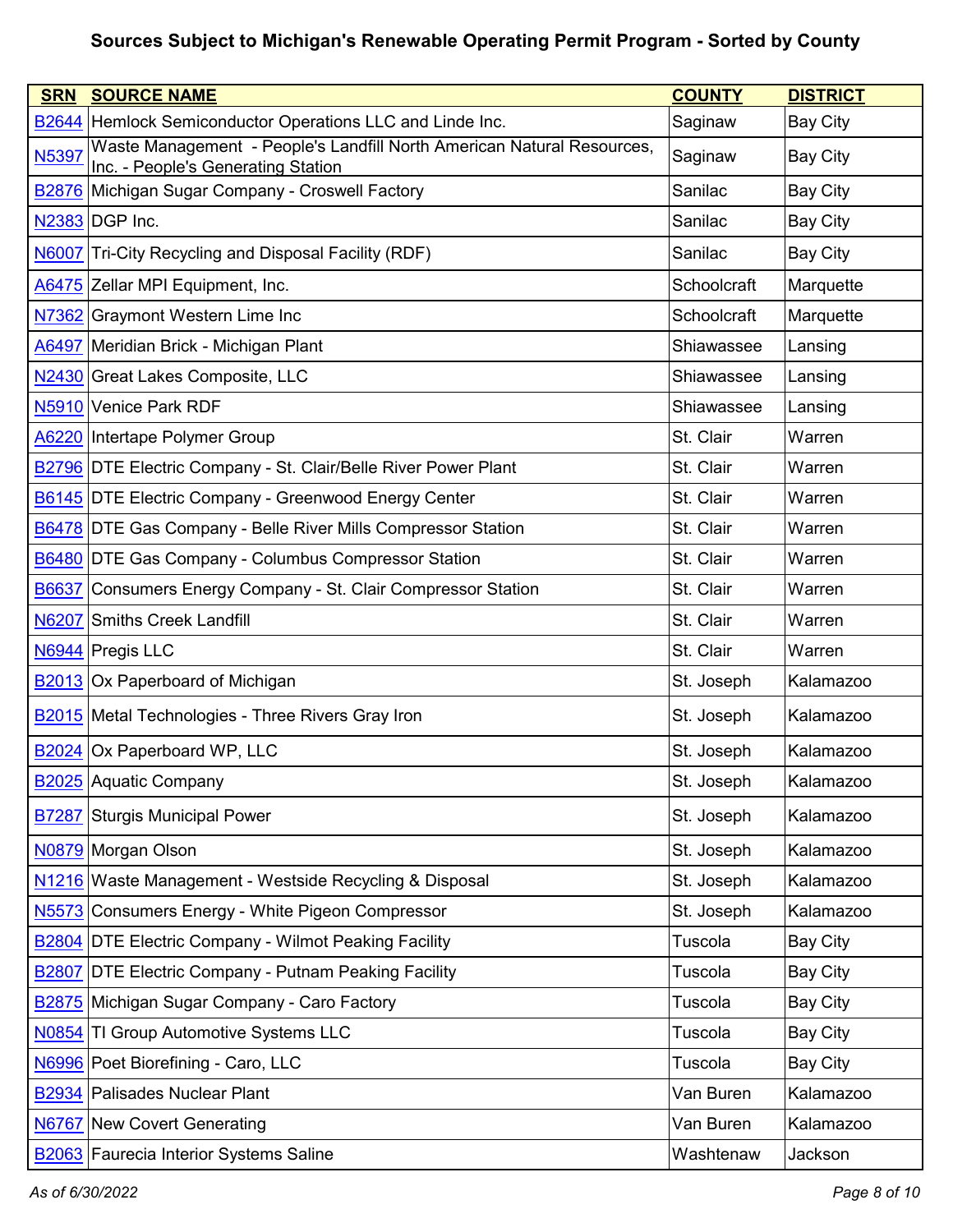# Sources Subject to Michigan's Renewable Operating Permit Program - Sorted by County

| SRN | SOURCE NAME | COUNTY | DISTRICT |
|---|---|---|---|
| B2644 | Hemlock Semiconductor Operations LLC and Linde Inc. | Saginaw | Bay City |
| N5397 | Waste Management - People's Landfill North American Natural Resources, Inc. - People's Generating Station | Saginaw | Bay City |
| B2876 | Michigan Sugar Company - Croswell Factory | Sanilac | Bay City |
| N2383 | DGP Inc. | Sanilac | Bay City |
| N6007 | Tri-City Recycling and Disposal Facility (RDF) | Sanilac | Bay City |
| A6475 | Zellar MPI Equipment, Inc. | Schoolcraft | Marquette |
| N7362 | Graymont Western Lime Inc | Schoolcraft | Marquette |
| A6497 | Meridian Brick - Michigan Plant | Shiawassee | Lansing |
| N2430 | Great Lakes Composite, LLC | Shiawassee | Lansing |
| N5910 | Venice Park RDF | Shiawassee | Lansing |
| A6220 | Intertape Polymer Group | St. Clair | Warren |
| B2796 | DTE Electric Company - St. Clair/Belle River Power Plant | St. Clair | Warren |
| B6145 | DTE Electric Company - Greenwood Energy Center | St. Clair | Warren |
| B6478 | DTE Gas Company - Belle River Mills Compressor Station | St. Clair | Warren |
| B6480 | DTE Gas Company - Columbus Compressor Station | St. Clair | Warren |
| B6637 | Consumers Energy Company - St. Clair Compressor Station | St. Clair | Warren |
| N6207 | Smiths Creek Landfill | St. Clair | Warren |
| N6944 | Pregis LLC | St. Clair | Warren |
| B2013 | Ox Paperboard of Michigan | St. Joseph | Kalamazoo |
| B2015 | Metal Technologies - Three Rivers Gray Iron | St. Joseph | Kalamazoo |
| B2024 | Ox Paperboard WP, LLC | St. Joseph | Kalamazoo |
| B2025 | Aquatic Company | St. Joseph | Kalamazoo |
| B7287 | Sturgis Municipal Power | St. Joseph | Kalamazoo |
| N0879 | Morgan Olson | St. Joseph | Kalamazoo |
| N1216 | Waste Management - Westside Recycling & Disposal | St. Joseph | Kalamazoo |
| N5573 | Consumers Energy - White Pigeon Compressor | St. Joseph | Kalamazoo |
| B2804 | DTE Electric Company - Wilmot Peaking Facility | Tuscola | Bay City |
| B2807 | DTE Electric Company - Putnam Peaking Facility | Tuscola | Bay City |
| B2875 | Michigan Sugar Company - Caro Factory | Tuscola | Bay City |
| N0854 | TI Group Automotive Systems LLC | Tuscola | Bay City |
| N6996 | Poet Biorefining - Caro, LLC | Tuscola | Bay City |
| B2934 | Palisades Nuclear Plant | Van Buren | Kalamazoo |
| N6767 | New Covert Generating | Van Buren | Kalamazoo |
| B2063 | Faurecia Interior Systems Saline | Washtenaw | Jackson |

*As of 6/30/2022*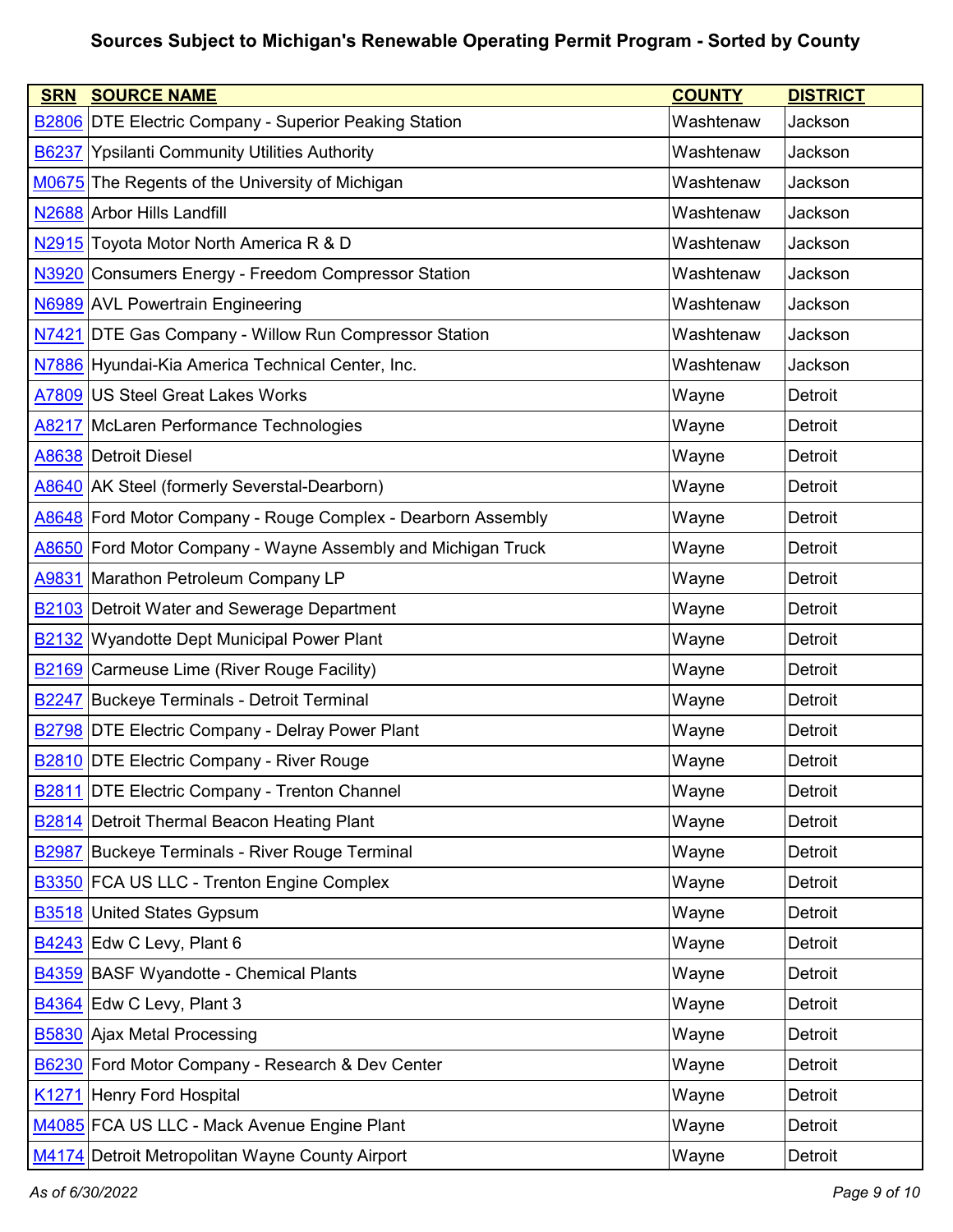# Sources Subject to Michigan's Renewable Operating Permit Program - Sorted by County

| SRN | SOURCE NAME | COUNTY | DISTRICT |
|---|---|---|---|
| B2806 | DTE Electric Company - Superior Peaking Station | Washtenaw | Jackson |
| B6237 | Ypsilanti Community Utilities Authority | Washtenaw | Jackson |
| M0675 | The Regents of the University of Michigan | Washtenaw | Jackson |
| N2688 | Arbor Hills Landfill | Washtenaw | Jackson |
| N2915 | Toyota Motor North America R & D | Washtenaw | Jackson |
| N3920 | Consumers Energy - Freedom Compressor Station | Washtenaw | Jackson |
| N6989 | AVL Powertrain Engineering | Washtenaw | Jackson |
| N7421 | DTE Gas Company - Willow Run Compressor Station | Washtenaw | Jackson |
| N7886 | Hyundai-Kia America Technical Center, Inc. | Washtenaw | Jackson |
| A7809 | US Steel Great Lakes Works | Wayne | Detroit |
| A8217 | McLaren Performance Technologies | Wayne | Detroit |
| A8638 | Detroit Diesel | Wayne | Detroit |
| A8640 | AK Steel (formerly Severstal-Dearborn) | Wayne | Detroit |
| A8648 | Ford Motor Company - Rouge Complex - Dearborn Assembly | Wayne | Detroit |
| A8650 | Ford Motor Company - Wayne Assembly and Michigan Truck | Wayne | Detroit |
| A9831 | Marathon Petroleum Company LP | Wayne | Detroit |
| B2103 | Detroit Water and Sewerage Department | Wayne | Detroit |
| B2132 | Wyandotte Dept Municipal Power Plant | Wayne | Detroit |
| B2169 | Carmeuse Lime (River Rouge Facility) | Wayne | Detroit |
| B2247 | Buckeye Terminals - Detroit Terminal | Wayne | Detroit |
| B2798 | DTE Electric Company - Delray Power Plant | Wayne | Detroit |
| B2810 | DTE Electric Company - River Rouge | Wayne | Detroit |
| B2811 | DTE Electric Company - Trenton Channel | Wayne | Detroit |
| B2814 | Detroit Thermal Beacon Heating Plant | Wayne | Detroit |
| B2987 | Buckeye Terminals - River Rouge Terminal | Wayne | Detroit |
| B3350 | FCA US LLC - Trenton Engine Complex | Wayne | Detroit |
| B3518 | United States Gypsum | Wayne | Detroit |
| B4243 | Edw C Levy, Plant 6 | Wayne | Detroit |
| B4359 | BASF Wyandotte - Chemical Plants | Wayne | Detroit |
| B4364 | Edw C Levy, Plant 3 | Wayne | Detroit |
| B5830 | Ajax Metal Processing | Wayne | Detroit |
| B6230 | Ford Motor Company - Research & Dev Center | Wayne | Detroit |
| K1271 | Henry Ford Hospital | Wayne | Detroit |
| M4085 | FCA US LLC - Mack Avenue Engine Plant | Wayne | Detroit |
| M4174 | Detroit Metropolitan Wayne County Airport | Wayne | Detroit |

*As of 6/30/2022*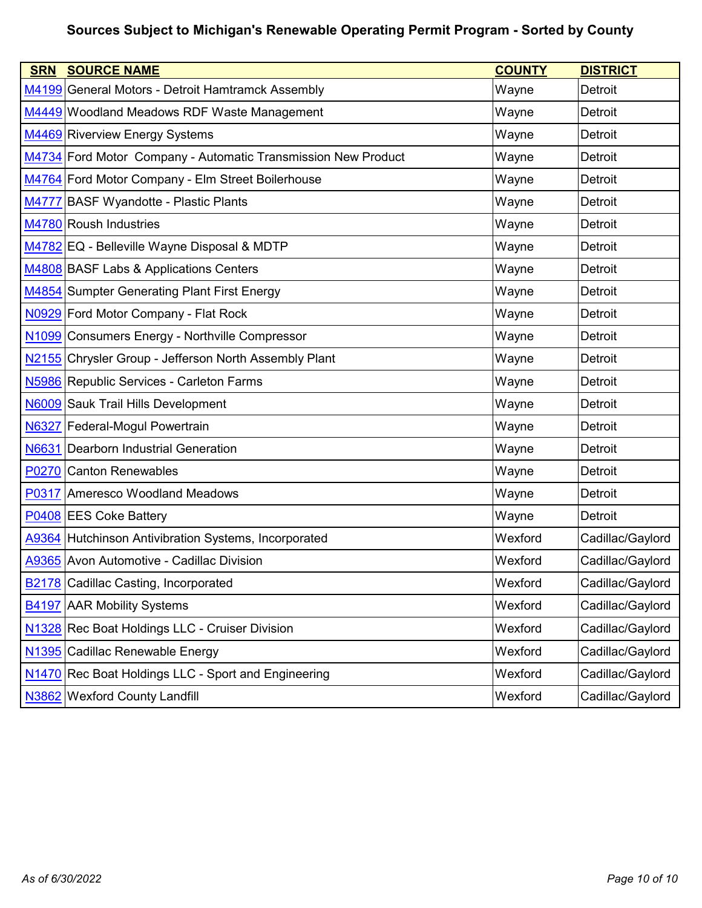## Sources Subject to Michigan's Renewable Operating Permit Program - Sorted by County

| SRN | SOURCE NAME | COUNTY | DISTRICT |
|---|---|---|---|
| M4199 | General Motors - Detroit Hamtramck Assembly | Wayne | Detroit |
| M4449 | Woodland Meadows RDF Waste Management | Wayne | Detroit |
| M4469 | Riverview Energy Systems | Wayne | Detroit |
| M4734 | Ford Motor Company - Automatic Transmission New Product | Wayne | Detroit |
| M4764 | Ford Motor Company - Elm Street Boilerhouse | Wayne | Detroit |
| M4777 | BASF Wyandotte - Plastic Plants | Wayne | Detroit |
| M4780 | Roush Industries | Wayne | Detroit |
| M4782 | EQ - Belleville Wayne Disposal & MDTP | Wayne | Detroit |
| M4808 | BASF Labs & Applications Centers | Wayne | Detroit |
| M4854 | Sumpter Generating Plant First Energy | Wayne | Detroit |
| N0929 | Ford Motor Company - Flat Rock | Wayne | Detroit |
| N1099 | Consumers Energy - Northville Compressor | Wayne | Detroit |
| N2155 | Chrysler Group - Jefferson North Assembly Plant | Wayne | Detroit |
| N5986 | Republic Services - Carleton Farms | Wayne | Detroit |
| N6009 | Sauk Trail Hills Development | Wayne | Detroit |
| N6327 | Federal-Mogul Powertrain | Wayne | Detroit |
| N6631 | Dearborn Industrial Generation | Wayne | Detroit |
| P0270 | Canton Renewables | Wayne | Detroit |
| P0317 | Ameresco Woodland Meadows | Wayne | Detroit |
| P0408 | EES Coke Battery | Wayne | Detroit |
| A9364 | Hutchinson Antivibration Systems, Incorporated | Wexford | Cadillac/Gaylord |
| A9365 | Avon Automotive - Cadillac Division | Wexford | Cadillac/Gaylord |
| B2178 | Cadillac Casting, Incorporated | Wexford | Cadillac/Gaylord |
| B4197 | AAR Mobility Systems | Wexford | Cadillac/Gaylord |
| N1328 | Rec Boat Holdings LLC - Cruiser Division | Wexford | Cadillac/Gaylord |
| N1395 | Cadillac Renewable Energy | Wexford | Cadillac/Gaylord |
| N1470 | Rec Boat Holdings LLC - Sport and Engineering | Wexford | Cadillac/Gaylord |
| N3862 | Wexford County Landfill | Wexford | Cadillac/Gaylord |

*As of 6/30/2022*